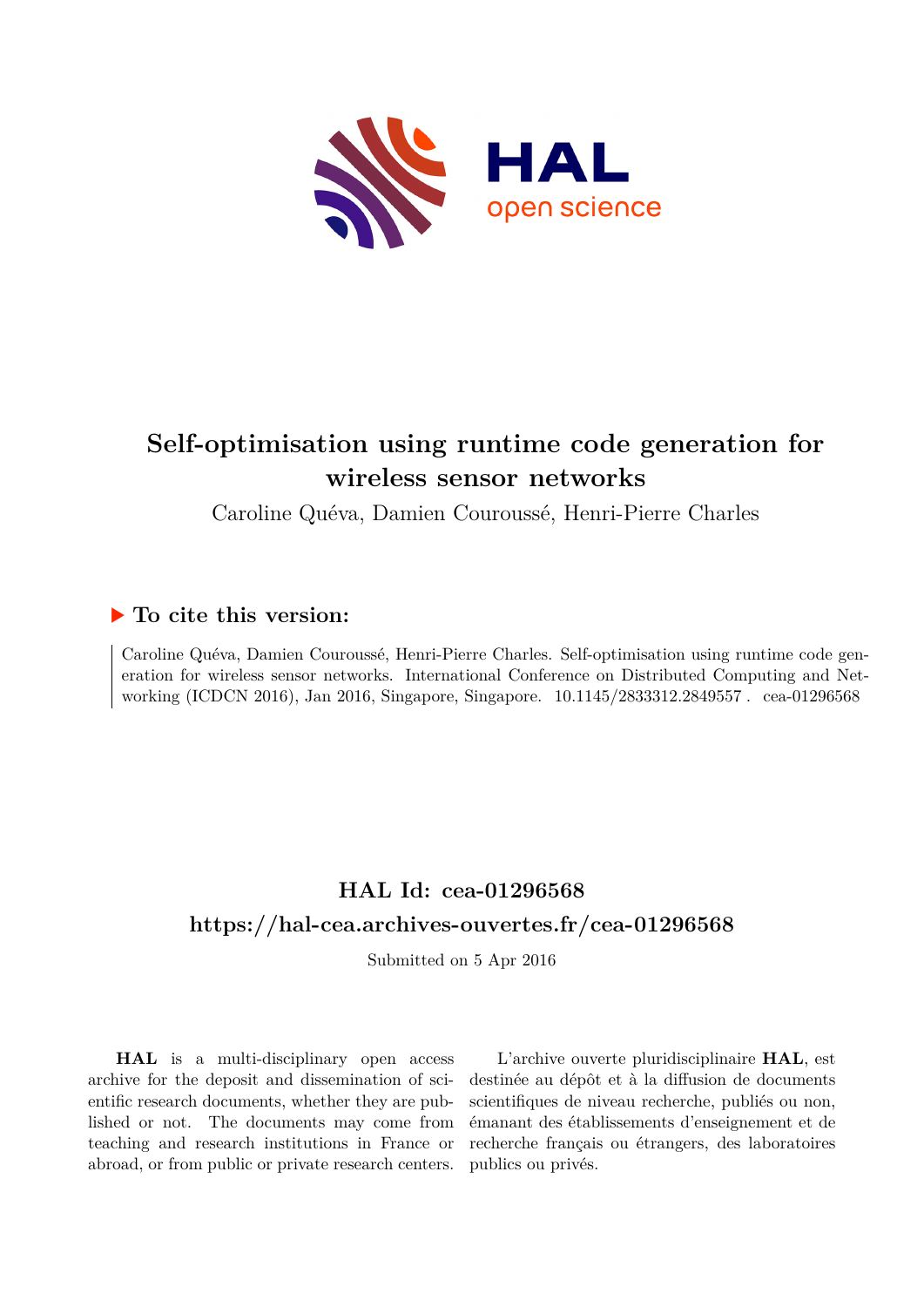# Self-optimisation using runtime code generation for wireless sensor networks

Caroline Quéva, Damien Couroussé, Henri-Pierre Charles

## ▶ To cite this version:

Caroline Quéva, Damien Couroussé, Henri-Pierre Charles. Self-optimisation using runtime code generation for wireless sensor networks. International Conference on Distributed Computing and Networking (ICDCN 2016), Jan 2016, Singapore, Singapore. 10.1145/2833312.2849557 . cea-01296568

## HAL Id: cea-01296568

## https://hal-cea.archives-ouvertes.fr/cea-01296568

Submitted on 5 Apr 2016

**HAL** is a multi-disciplinary open access archive for the deposit and dissemination of scientific research documents, whether they are published or not. The documents may come from teaching and research institutions in France or abroad, or from public or private research centers.

L'archive ouverte pluridisciplinaire **HAL**, est destinée au dépôt et à la diffusion de documents scientifiques de niveau recherche, publiés ou non, émanant des établissements d'enseignement et de recherche français ou étrangers, des laboratoires publics ou privés.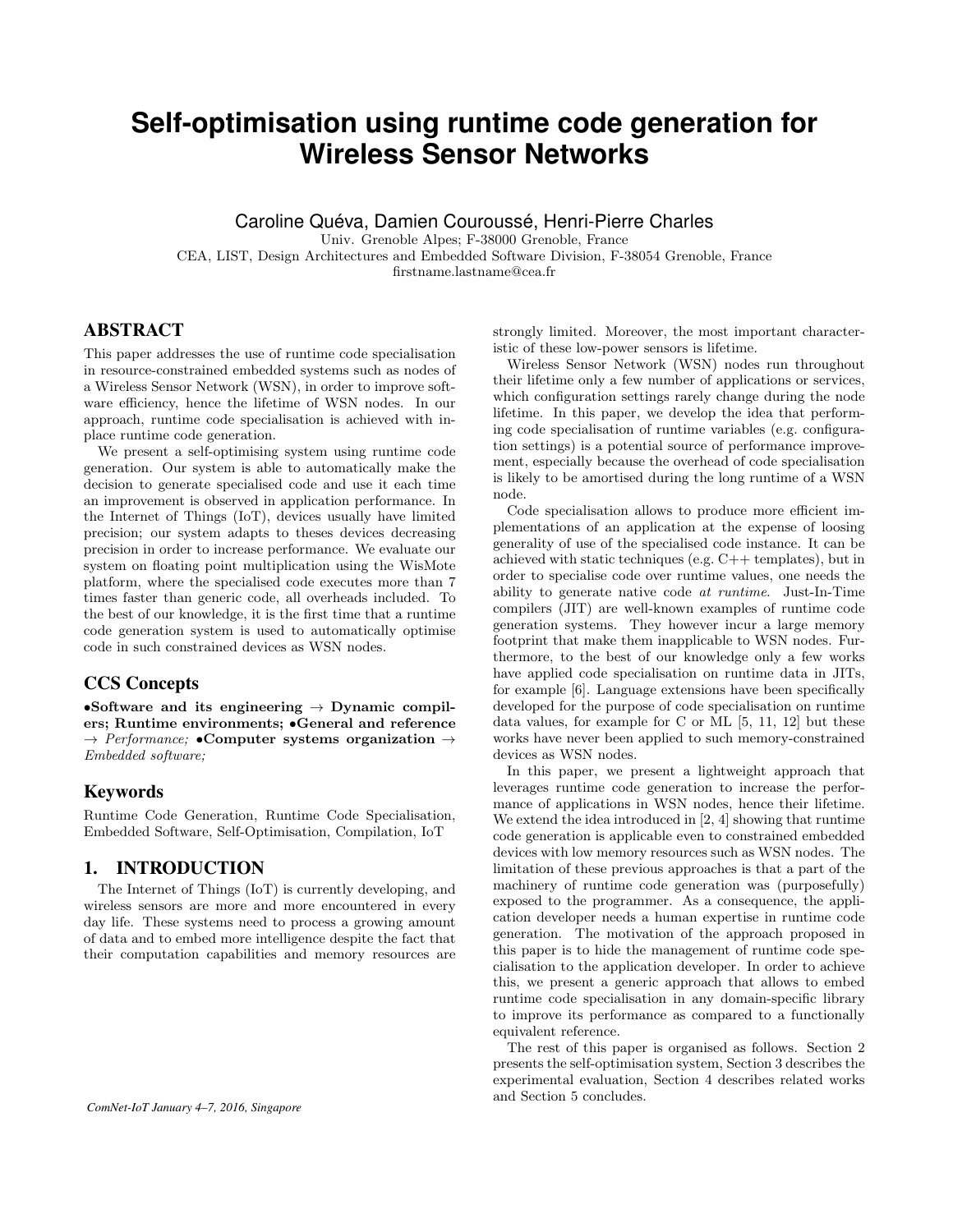# Self-optimisation using runtime code generation for Wireless Sensor Networks

Caroline Quéva, Damien Couroussé, Henri-Pierre Charles

Univ. Grenoble Alpes; F-38000 Grenoble, France

CEA, LIST, Design Architectures and Embedded Software Division, F-38054 Grenoble, France

firstname.lastname@cea.fr

## ABSTRACT

This paper addresses the use of runtime code specialisation in resource-constrained embedded systems such as nodes of a Wireless Sensor Network (WSN), in order to improve software efficiency, hence the lifetime of WSN nodes. In our approach, runtime code specialisation is achieved with in-place runtime code generation.

We present a self-optimising system using runtime code generation. Our system is able to automatically make the decision to generate specialised code and use it each time an improvement is observed in application performance. In the Internet of Things (IoT), devices usually have limited precision; our system adapts to theses devices decreasing precision in order to increase performance. We evaluate our system on floating point multiplication using the WisMote platform, where the specialised code executes more than 7 times faster than generic code, all overheads included. To the best of our knowledge, it is the first time that a runtime code generation system is used to automatically optimise code in such constrained devices as WSN nodes.

## CCS Concepts

•**Software and its engineering** → **Dynamic compilers; Runtime environments;** •**General and reference** → *Performance;* •**Computer systems organization** → *Embedded software;*

## Keywords

Runtime Code Generation, Runtime Code Specialisation, Embedded Software, Self-Optimisation, Compilation, IoT

## 1. INTRODUCTION

The Internet of Things (IoT) is currently developing, and wireless sensors are more and more encountered in every day life. These systems need to process a growing amount of data and to embed more intelligence despite the fact that their computation capabilities and memory resources are strongly limited. Moreover, the most important characteristic of these low-power sensors is lifetime.

Wireless Sensor Network (WSN) nodes run throughout their lifetime only a few number of applications or services, which configuration settings rarely change during the node lifetime. In this paper, we develop the idea that performing code specialisation of runtime variables (e.g. configuration settings) is a potential source of performance improvement, especially because the overhead of code specialisation is likely to be amortised during the long runtime of a WSN node.

Code specialisation allows to produce more efficient implementations of an application at the expense of loosing generality of use of the specialised code instance. It can be achieved with static techniques (e.g. C++ templates), but in order to specialise code over runtime values, one needs the ability to generate native code *at runtime*. Just-In-Time compilers (JIT) are well-known examples of runtime code generation systems. They however incur a large memory footprint that make them inapplicable to WSN nodes. Furthermore, to the best of our knowledge only a few works have applied code specialisation on runtime data in JITs, for example [6]. Language extensions have been specifically developed for the purpose of code specialisation on runtime data values, for example for C or ML [5, 11, 12] but these works have never been applied to such memory-constrained devices as WSN nodes.

In this paper, we present a lightweight approach that leverages runtime code generation to increase the performance of applications in WSN nodes, hence their lifetime. We extend the idea introduced in [2, 4] showing that runtime code generation is applicable even to constrained embedded devices with low memory resources such as WSN nodes. The limitation of these previous approaches is that a part of the machinery of runtime code generation was (purposefully) exposed to the programmer. As a consequence, the application developer needs a human expertise in runtime code generation. The motivation of the approach proposed in this paper is to hide the management of runtime code specialisation to the application developer. In order to achieve this, we present a generic approach that allows to embed runtime code specialisation in any domain-specific library to improve its performance as compared to a functionally equivalent reference.

The rest of this paper is organised as follows. Section 2 presents the self-optimisation system, Section 3 describes the experimental evaluation, Section 4 describes related works and Section 5 concludes.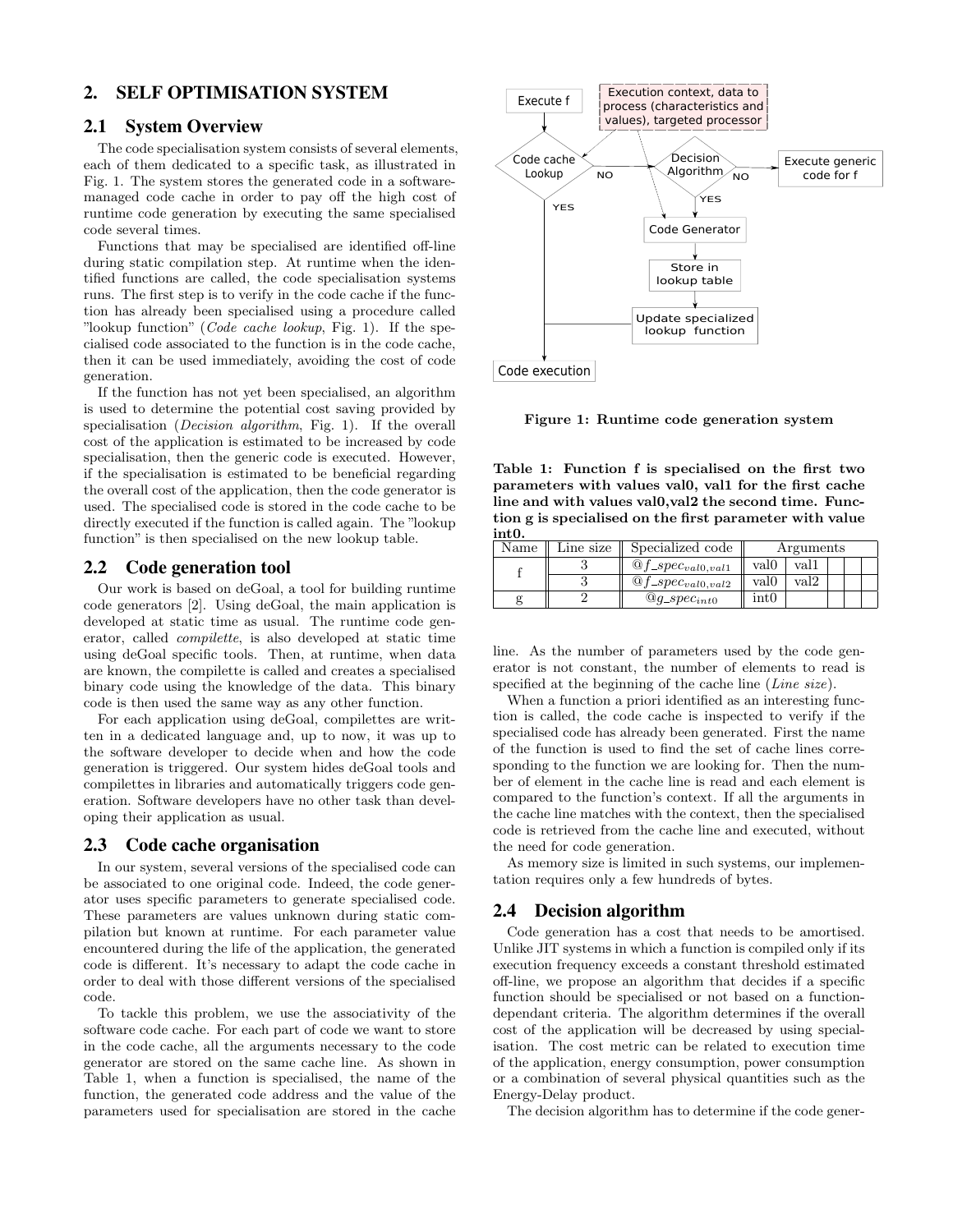## 2. SELF OPTIMISATION SYSTEM

### 2.1 System Overview

The code specialisation system consists of several elements, each of them dedicated to a specific task, as illustrated in Fig. 1. The system stores the generated code in a software-managed code cache in order to pay off the high cost of runtime code generation by executing the same specialised code several times.

Functions that may be specialised are identified off-line during static compilation step. At runtime when the identified functions are called, the code specialisation systems runs. The first step is to verify in the code cache if the function has already been specialised using a procedure called "lookup function" (*Code cache lookup*, Fig. 1). If the specialised code associated to the function is in the code cache, then it can be used immediately, avoiding the cost of code generation.

If the function has not yet been specialised, an algorithm is used to determine the potential cost saving provided by specialisation (*Decision algorithm*, Fig. 1). If the overall cost of the application is estimated to be increased by code specialisation, then the generic code is executed. However, if the specialisation is estimated to be beneficial regarding the overall cost of the application, then the code generator is used. The specialised code is stored in the code cache to be directly executed if the function is called again. The "lookup function" is then specialised on the new lookup table.

Execute f

Execution context, data to process (characteristics and values), targeted processor

Code cache Lookup

NO

Decision Algorithm

NO

Execute generic code for f

YES

YES

Code Generator

Store in lookup table

Update specialized lookup function

Code execution

**Figure 1: Runtime code generation system**

### 2.2 Code generation tool

Our work is based on deGoal, a tool for building runtime code generators [2]. Using deGoal, the main application is developed at static time as usual. The runtime code generator, called *compilette*, is also developed at static time using deGoal specific tools. Then, at runtime, when data are known, the compilette is called and creates a specialised binary code using the knowledge of the data. This binary code is then used the same way as any other function.

For each application using deGoal, compilettes are written in a dedicated language and, up to now, it was up to the software developer to decide when and how the code generation is triggered. Our system hides deGoal tools and compilettes in libraries and automatically triggers code generation. Software developers have no other task than developing their application as usual.

### 2.3 Code cache organisation

In our system, several versions of the specialised code can be associated to one original code. Indeed, the code generator uses specific parameters to generate specialised code. These parameters are values unknown during static compilation but known at runtime. For each parameter value encountered during the life of the application, the generated code is different. It's necessary to adapt the code cache in order to deal with those different versions of the specialised code.

To tackle this problem, we use the associativity of the software code cache. For each part of code we want to store in the code cache, all the arguments necessary to the code generator are stored on the same cache line. As shown in Table 1, when a function is specialised, the name of the function, the generated code address and the value of the parameters used for specialisation are stored in the cache line. As the number of parameters used by the code generator is not constant, the number of elements to read is specified at the beginning of the cache line (*Line size*).

**Table 1: Function f is specialised on the first two parameters with values val0, val1 for the first cache line and with values val0,val2 the second time. Function g is specialised on the first parameter with value int0.**

| Name | Line size | Specialized code | Arguments | | | | |
|---|---|---|---|---|---|---|---|
| f | 3 | $@f\_spec_{val0,val1}$ | val0 | val1 | | | |
| | 3 | $@f\_spec_{val0,val2}$ | val0 | val2 | | | |
| g | 2 | $@g\_spec_{int0}$ | int0 | | | | |

When a function a priori identified as an interesting function is called, the code cache is inspected to verify if the specialised code has already been generated. First the name of the function is used to find the set of cache lines corresponding to the function we are looking for. Then the number of element in the cache line is read and each element is compared to the function's context. If all the arguments in the cache line matches with the context, then the specialised code is retrieved from the cache line and executed, without the need for code generation.

As memory size is limited in such systems, our implementation requires only a few hundreds of bytes.

### 2.4 Decision algorithm

Code generation has a cost that needs to be amortised. Unlike JIT systems in which a function is compiled only if its execution frequency exceeds a constant threshold estimated off-line, we propose an algorithm that decides if a specific function should be specialised or not based on a function-dependant criteria. The algorithm determines if the overall cost of the application will be decreased by using specialisation. The cost metric can be related to execution time of the application, energy consumption, power consumption or a combination of several physical quantities such as the Energy-Delay product.

The decision algorithm has to determine if the code gener-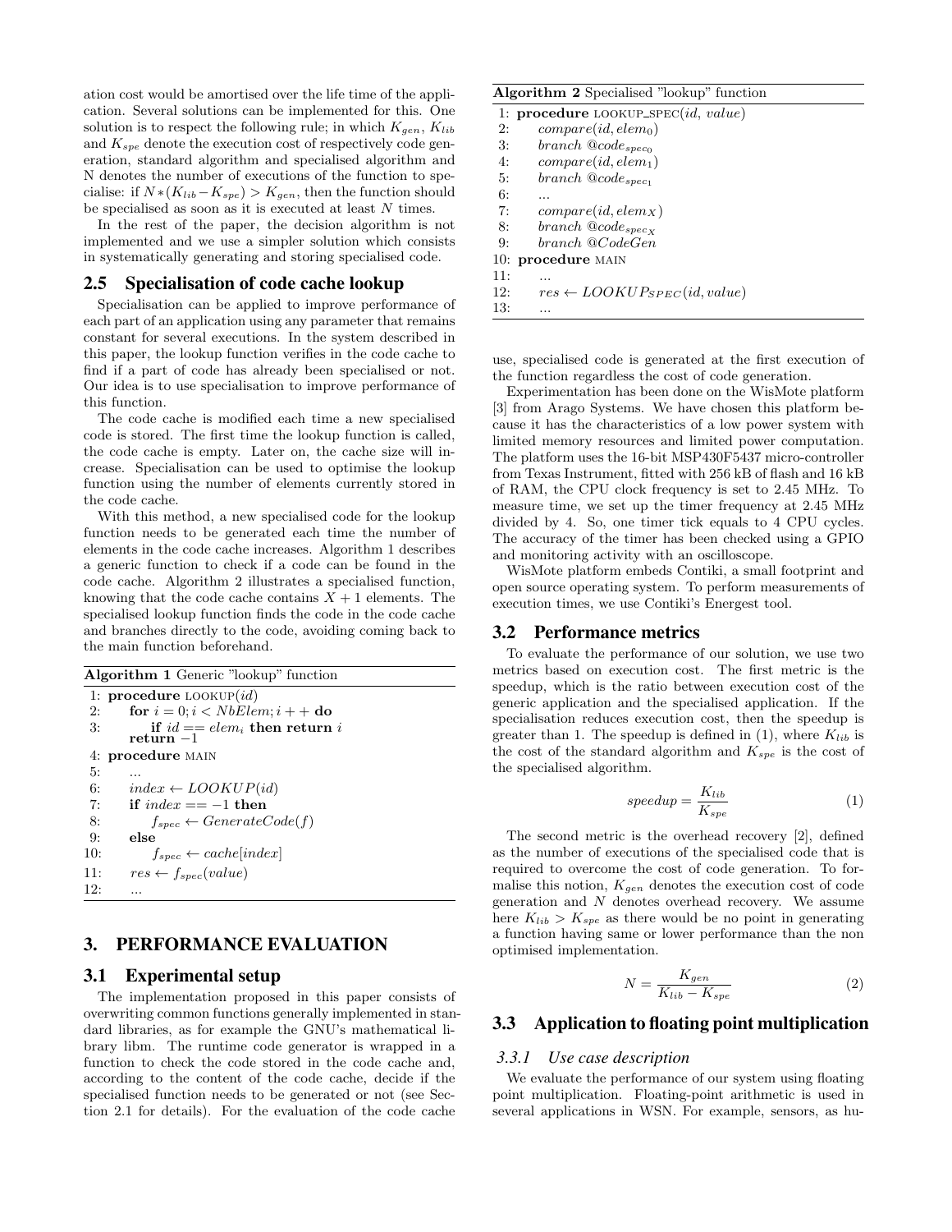ation cost would be amortised over the life time of the application. Several solutions can be implemented for this. One solution is to respect the following rule; in which $K_{gen}$, $K_{lib}$ and $K_{spe}$ denote the execution cost of respectively code generation, standard algorithm and specialised algorithm and N denotes the number of executions of the function to specialise: if $N*(K_{lib} - K_{spe}) > K_{gen}$, then the function should be specialised as soon as it is executed at least $N$ times.

In the rest of the paper, the decision algorithm is not implemented and we use a simpler solution which consists in systematically generating and storing specialised code.

## 2.5 Specialisation of code cache lookup

Specialisation can be applied to improve performance of each part of an application using any parameter that remains constant for several executions. In the system described in this paper, the lookup function verifies in the code cache to find if a part of code has already been specialised or not. Our idea is to use specialisation to improve performance of this function.

The code cache is modified each time a new specialised code is stored. The first time the lookup function is called, the code cache is empty. Later on, the cache size will increase. Specialisation can be used to optimise the lookup function using the number of elements currently stored in the code cache.

With this method, a new specialised code for the lookup function needs to be generated each time the number of elements in the code cache increases. Algorithm 1 describes a generic function to check if a code can be found in the code cache. Algorithm 2 illustrates a specialised function, knowing that the code cache contains $X + 1$ elements. The specialised lookup function finds the code in the code cache and branches directly to the code, avoiding coming back to the main function beforehand.

**Algorithm 1** Generic "lookup" function

```
1:  procedure LOOKUP(id)
2:      for i = 0; i < NbElem; i++ do
3:          if id == elem_i then return i
        return −1
4:  procedure MAIN
5:      ...
6:      index ← LOOKUP(id)
7:      if index == −1 then
8:          f_spec ← GenerateCode(f)
9:      else
10:         f_spec ← cache[index]
11:     res ← f_spec(value)
12:     ...
```

**Algorithm 2** Specialised "lookup" function

```
1:  procedure LOOKUP_SPEC(id, value)
2:      compare(id, elem_0)
3:      branch @code_spec_0
4:      compare(id, elem_1)
5:      branch @code_spec_1
6:      ...
7:      compare(id, elem_X)
8:      branch @code_spec_X
9:      branch @CodeGen
10: procedure MAIN
11:     ...
12:     res ← LOOKUP_SPEC(id, value)
13:     ...
```

# 3. PERFORMANCE EVALUATION

## 3.1 Experimental setup

The implementation proposed in this paper consists of overwriting common functions generally implemented in standard libraries, as for example the GNU's mathematical library libm. The runtime code generator is wrapped in a function to check the code stored in the code cache and, according to the content of the code cache, decide if the specialised function needs to be generated or not (see Section 2.1 for details). For the evaluation of the code cache use, specialised code is generated at the first execution of the function regardless the cost of code generation.

Experimentation has been done on the WisMote platform [3] from Arago Systems. We have chosen this platform because it has the characteristics of a low power system with limited memory resources and limited power computation. The platform uses the 16-bit MSP430F5437 micro-controller from Texas Instrument, fitted with 256 kB of flash and 16 kB of RAM, the CPU clock frequency is set to 2.45 MHz. To measure time, we set up the timer frequency at 2.45 MHz divided by 4. So, one timer tick equals to 4 CPU cycles. The accuracy of the timer has been checked using a GPIO and monitoring activity with an oscilloscope.

WisMote platform embeds Contiki, a small footprint and open source operating system. To perform measurements of execution times, we use Contiki's Energest tool.

## 3.2 Performance metrics

To evaluate the performance of our solution, we use two metrics based on execution cost. The first metric is the speedup, which is the ratio between execution cost of the generic application and the specialised application. If the specialisation reduces execution cost, then the speedup is greater than 1. The speedup is defined in (1), where $K_{lib}$ is the cost of the standard algorithm and $K_{spe}$ is the cost of the specialised algorithm.

$$speedup = \frac{K_{lib}}{K_{spe}} \tag{1}$$

The second metric is the overhead recovery [2], defined as the number of executions of the specialised code that is required to overcome the cost of code generation. To formalise this notion, $K_{gen}$ denotes the execution cost of code generation and $N$ denotes overhead recovery. We assume here $K_{lib} > K_{spe}$ as there would be no point in generating a function having same or lower performance than the non optimised implementation.

$$N = \frac{K_{gen}}{K_{lib} - K_{spe}} \tag{2}$$

## 3.3 Application to floating point multiplication

### 3.3.1 Use case description

We evaluate the performance of our system using floating point multiplication. Floating-point arithmetic is used in several applications in WSN. For example, sensors, as hu-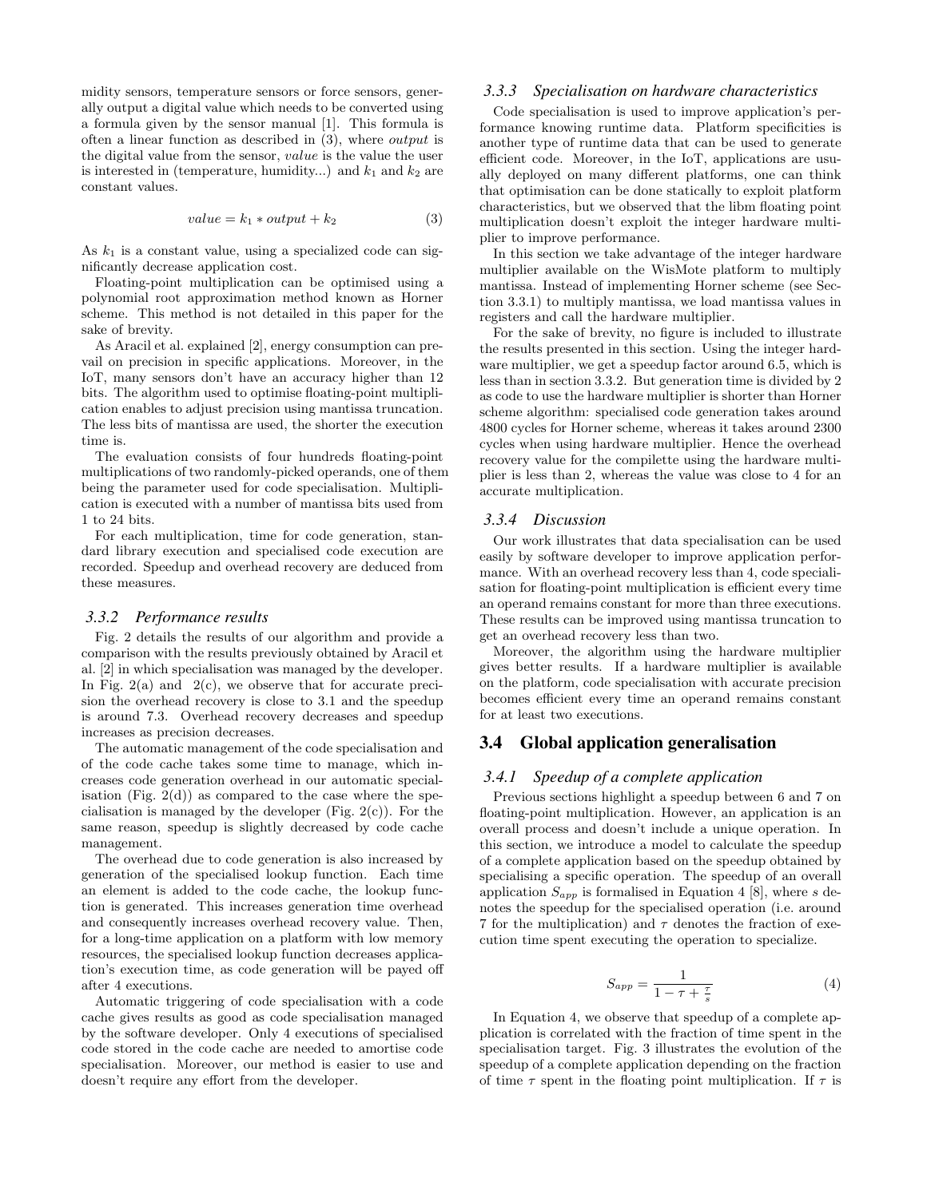midity sensors, temperature sensors or force sensors, generally output a digital value which needs to be converted using a formula given by the sensor manual [1]. This formula is often a linear function as described in (3), where *output* is the digital value from the sensor, *value* is the value the user is interested in (temperature, humidity...) and $k_1$ and $k_2$ are constant values.

$$value = k_1 * output + k_2 \tag{3}$$

As $k_1$ is a constant value, using a specialized code can significantly decrease application cost.

Floating-point multiplication can be optimised using a polynomial root approximation method known as Horner scheme. This method is not detailed in this paper for the sake of brevity.

As Aracil et al. explained [2], energy consumption can prevail on precision in specific applications. Moreover, in the IoT, many sensors don't have an accuracy higher than 12 bits. The algorithm used to optimise floating-point multiplication enables to adjust precision using mantissa truncation. The less bits of mantissa are used, the shorter the execution time is.

The evaluation consists of four hundreds floating-point multiplications of two randomly-picked operands, one of them being the parameter used for code specialisation. Multiplication is executed with a number of mantissa bits used from 1 to 24 bits.

For each multiplication, time for code generation, standard library execution and specialised code execution are recorded. Speedup and overhead recovery are deduced from these measures.

### 3.3.2 Performance results

Fig. 2 details the results of our algorithm and provide a comparison with the results previously obtained by Aracil et al. [2] in which specialisation was managed by the developer. In Fig. 2(a) and 2(c), we observe that for accurate precision the overhead recovery is close to 3.1 and the speedup is around 7.3. Overhead recovery decreases and speedup increases as precision decreases.

The automatic management of the code specialisation and of the code cache takes some time to manage, which increases code generation overhead in our automatic specialisation (Fig. 2(d)) as compared to the case where the specialisation is managed by the developer (Fig. 2(c)). For the same reason, speedup is slightly decreased by code cache management.

The overhead due to code generation is also increased by generation of the specialised lookup function. Each time an element is added to the code cache, the lookup function is generated. This increases generation time overhead and consequently increases overhead recovery value. Then, for a long-time application on a platform with low memory resources, the specialised lookup function decreases application's execution time, as code generation will be payed off after 4 executions.

Automatic triggering of code specialisation with a code cache gives results as good as code specialisation managed by the software developer. Only 4 executions of specialised code stored in the code cache are needed to amortise code specialisation. Moreover, our method is easier to use and doesn't require any effort from the developer.

### 3.3.3 Specialisation on hardware characteristics

Code specialisation is used to improve application's performance knowing runtime data. Platform specificities is another type of runtime data that can be used to generate efficient code. Moreover, in the IoT, applications are usually deployed on many different platforms, one can think that optimisation can be done statically to exploit platform characteristics, but we observed that the libm floating point multiplication doesn't exploit the integer hardware multiplier to improve performance.

In this section we take advantage of the integer hardware multiplier available on the WisMote platform to multiply mantissa. Instead of implementing Horner scheme (see Section 3.3.1) to multiply mantissa, we load mantissa values in registers and call the hardware multiplier.

For the sake of brevity, no figure is included to illustrate the results presented in this section. Using the integer hardware multiplier, we get a speedup factor around 6.5, which is less than in section 3.3.2. But generation time is divided by 2 as code to use the hardware multiplier is shorter than Horner scheme algorithm: specialised code generation takes around 4800 cycles for Horner scheme, whereas it takes around 2300 cycles when using hardware multiplier. Hence the overhead recovery value for the compilette using the hardware multiplier is less than 2, whereas the value was close to 4 for an accurate multiplication.

### 3.3.4 Discussion

Our work illustrates that data specialisation can be used easily by software developer to improve application performance. With an overhead recovery less than 4, code specialisation for floating-point multiplication is efficient every time an operand remains constant for more than three executions. These results can be improved using mantissa truncation to get an overhead recovery less than two.

Moreover, the algorithm using the hardware multiplier gives better results. If a hardware multiplier is available on the platform, code specialisation with accurate precision becomes efficient every time an operand remains constant for at least two executions.

## 3.4 Global application generalisation

### 3.4.1 Speedup of a complete application

Previous sections highlight a speedup between 6 and 7 on floating-point multiplication. However, an application is an overall process and doesn't include a unique operation. In this section, we introduce a model to calculate the speedup of a complete application based on the speedup obtained by specialising a specific operation. The speedup of an overall application $S_{app}$ is formalised in Equation 4 [8], where $s$ denotes the speedup for the specialised operation (i.e. around 7 for the multiplication) and $\tau$ denotes the fraction of execution time spent executing the operation to specialize.

$$S_{app} = \frac{1}{1 - \tau + \frac{\tau}{s}} \tag{4}$$

In Equation 4, we observe that speedup of a complete application is correlated with the fraction of time spent in the specialisation target. Fig. 3 illustrates the evolution of the speedup of a complete application depending on the fraction of time $\tau$ spent in the floating point multiplication. If $\tau$ is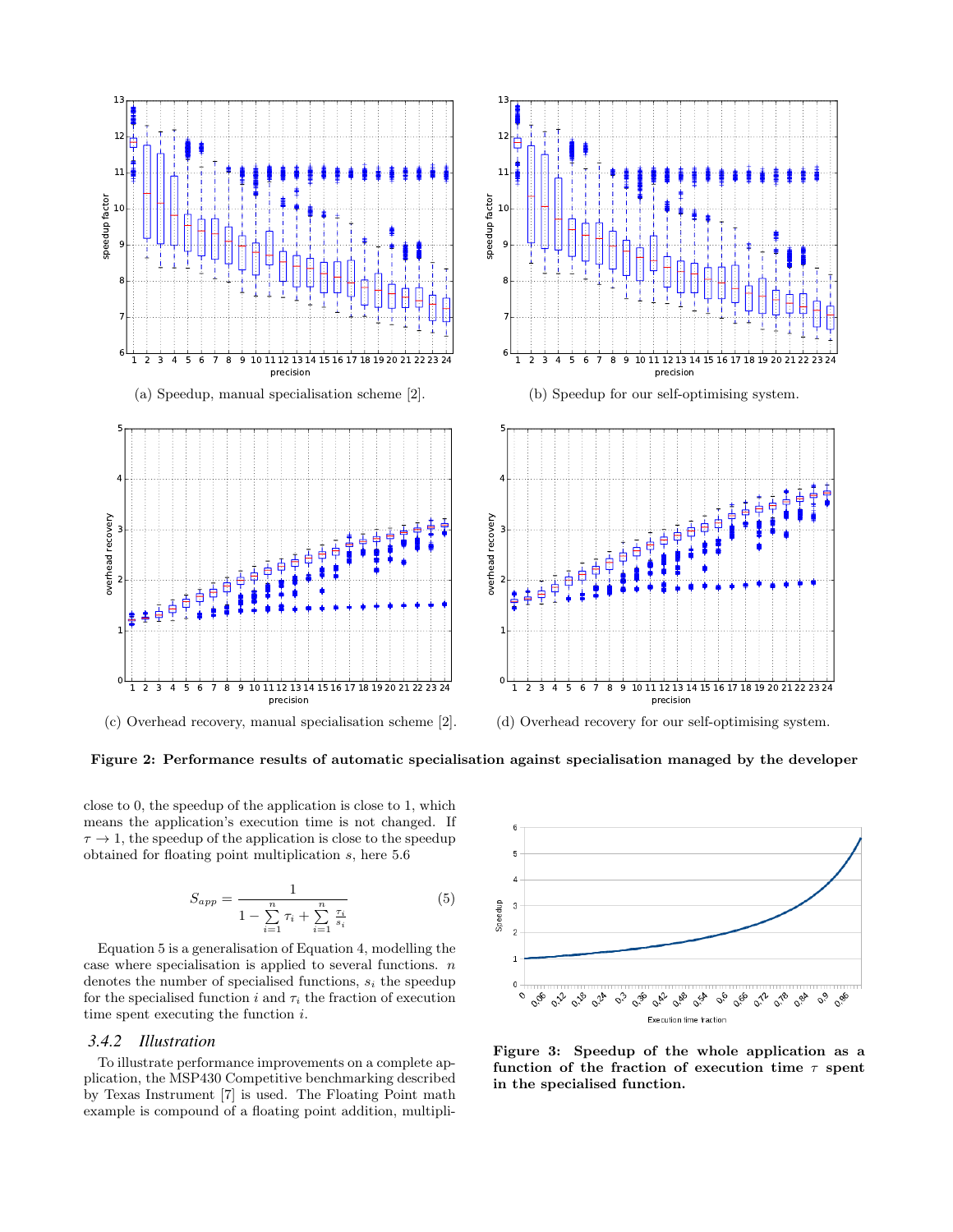(a) Speedup, manual specialisation scheme [2].

(b) Speedup for our self-optimising system.

(c) Overhead recovery, manual specialisation scheme [2].

(d) Overhead recovery for our self-optimising system.

**Figure 2: Performance results of automatic specialisation against specialisation managed by the developer**

close to 0, the speedup of the application is close to 1, which means the application's execution time is not changed. If $\tau \to 1$, the speedup of the application is close to the speedup obtained for floating point multiplication $s$, here 5.6

$$S_{app} = \frac{1}{1 - \sum_{i=1}^{n} \tau_i + \sum_{i=1}^{n} \frac{\tau_i}{s_i}} \tag{5}$$

Equation 5 is a generalisation of Equation 4, modelling the case where specialisation is applied to several functions. $n$ denotes the number of specialised functions, $s_i$ the speedup for the specialised function $i$ and $\tau_i$ the fraction of execution time spent executing the function $i$.

### 3.4.2 *Illustration*

To illustrate performance improvements on a complete application, the MSP430 Competitive benchmarking described by Texas Instrument [7] is used. The Floating Point math example is compound of a floating point addition, multipli-

**Figure 3: Speedup of the whole application as a function of the fraction of execution time $\tau$ spent in the specialised function.**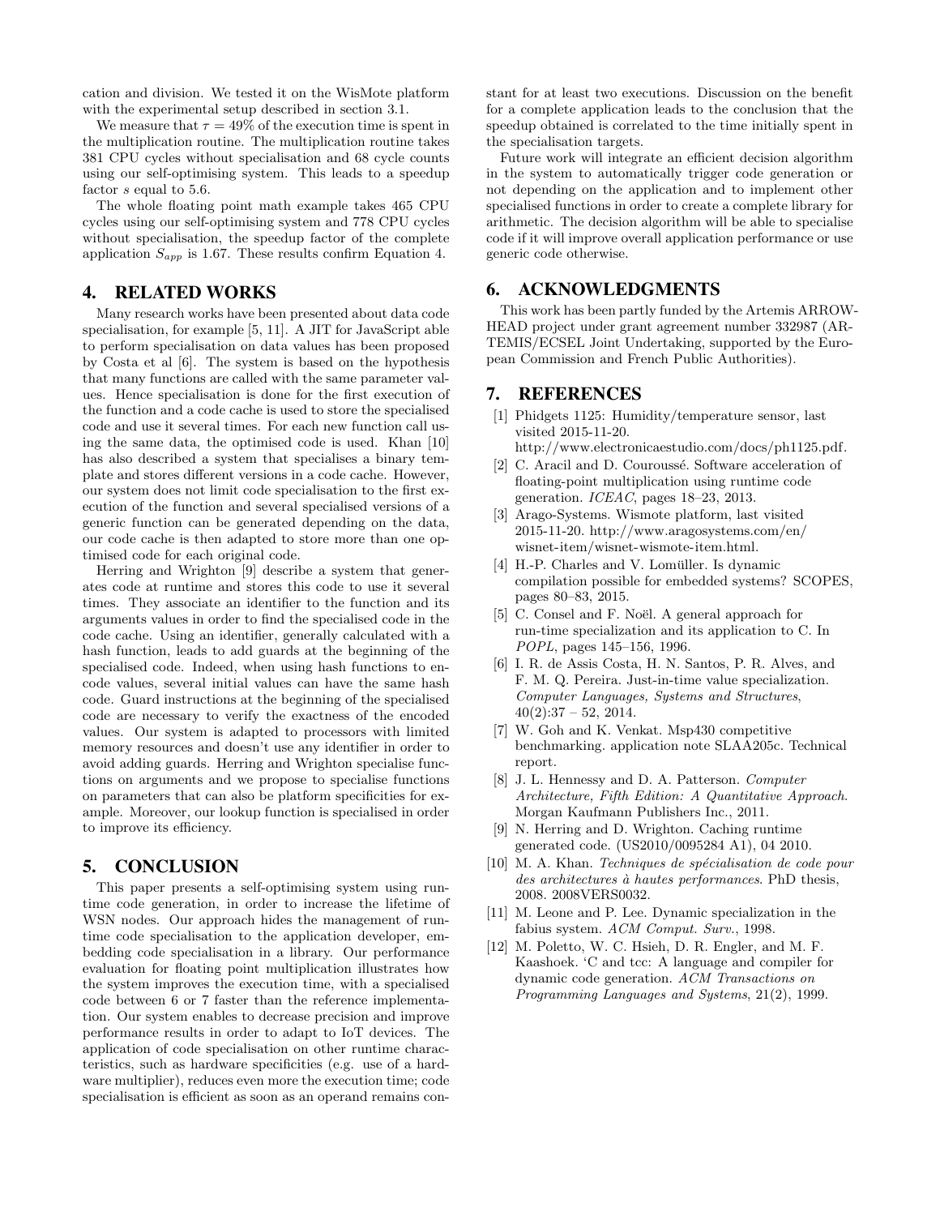cation and division. We tested it on the WisMote platform with the experimental setup described in section 3.1.

We measure that $\tau = 49\%$ of the execution time is spent in the multiplication routine. The multiplication routine takes 381 CPU cycles without specialisation and 68 cycle counts using our self-optimising system. This leads to a speedup factor $s$ equal to 5.6.

The whole floating point math example takes 465 CPU cycles using our self-optimising system and 778 CPU cycles without specialisation, the speedup factor of the complete application $S_{app}$ is 1.67. These results confirm Equation 4.

## 4. RELATED WORKS

Many research works have been presented about data code specialisation, for example [5, 11]. A JIT for JavaScript able to perform specialisation on data values has been proposed by Costa et al [6]. The system is based on the hypothesis that many functions are called with the same parameter values. Hence specialisation is done for the first execution of the function and a code cache is used to store the specialised code and use it several times. For each new function call using the same data, the optimised code is used. Khan [10] has also described a system that specialises a binary template and stores different versions in a code cache. However, our system does not limit code specialisation to the first execution of the function and several specialised versions of a generic function can be generated depending on the data, our code cache is then adapted to store more than one optimised code for each original code.

Herring and Wrighton [9] describe a system that generates code at runtime and stores this code to use it several times. They associate an identifier to the function and its arguments values in order to find the specialised code in the code cache. Using an identifier, generally calculated with a hash function, leads to add guards at the beginning of the specialised code. Indeed, when using hash functions to encode values, several initial values can have the same hash code. Guard instructions at the beginning of the specialised code are necessary to verify the exactness of the encoded values. Our system is adapted to processors with limited memory resources and doesn't use any identifier in order to avoid adding guards. Herring and Wrighton specialise functions on arguments and we propose to specialise functions on parameters that can also be platform specificities for example. Moreover, our lookup function is specialised in order to improve its efficiency.

## 5. CONCLUSION

This paper presents a self-optimising system using runtime code generation, in order to increase the lifetime of WSN nodes. Our approach hides the management of runtime code specialisation to the application developer, embedding code specialisation in a library. Our performance evaluation for floating point multiplication illustrates how the system improves the execution time, with a specialised code between 6 or 7 faster than the reference implementation. Our system enables to decrease precision and improve performance results in order to adapt to IoT devices. The application of code specialisation on other runtime characteristics, such as hardware specificities (e.g. use of a hardware multiplier), reduces even more the execution time; code specialisation is efficient as soon as an operand remains constant for at least two executions. Discussion on the benefit for a complete application leads to the conclusion that the speedup obtained is correlated to the time initially spent in the specialisation targets.

Future work will integrate an efficient decision algorithm in the system to automatically trigger code generation or not depending on the application and to implement other specialised functions in order to create a complete library for arithmetic. The decision algorithm will be able to specialise code if it will improve overall application performance or use generic code otherwise.

## 6. ACKNOWLEDGMENTS

This work has been partly funded by the Artemis ARROWHEAD project under grant agreement number 332987 (ARTEMIS/ECSEL Joint Undertaking, supported by the European Commission and French Public Authorities).

## 7. REFERENCES

[1] Phidgets 1125: Humidity/temperature sensor, last visited 2015-11-20. http://www.electronicaestudio.com/docs/ph1125.pdf.

[2] C. Aracil and D. Couroussé. Software acceleration of floating-point multiplication using runtime code generation. *ICEAC*, pages 18–23, 2013.

[3] Arago-Systems. Wismote platform, last visited 2015-11-20. http://www.aragosystems.com/en/wisnet-item/wisnet-wismote-item.html.

[4] H.-P. Charles and V. Lomüller. Is dynamic compilation possible for embedded systems? SCOPES, pages 80–83, 2015.

[5] C. Consel and F. Noël. A general approach for run-time specialization and its application to C. In *POPL*, pages 145–156, 1996.

[6] I. R. de Assis Costa, H. N. Santos, P. R. Alves, and F. M. Q. Pereira. Just-in-time value specialization. *Computer Languages, Systems and Structures*, 40(2):37 – 52, 2014.

[7] W. Goh and K. Venkat. Msp430 competitive benchmarking. application note SLAA205c. Technical report.

[8] J. L. Hennessy and D. A. Patterson. *Computer Architecture, Fifth Edition: A Quantitative Approach*. Morgan Kaufmann Publishers Inc., 2011.

[9] N. Herring and D. Wrighton. Caching runtime generated code. (US2010/0095284 A1), 04 2010.

[10] M. A. Khan. *Techniques de spécialisation de code pour des architectures à hautes performances*. PhD thesis, 2008. 2008VERS0032.

[11] M. Leone and P. Lee. Dynamic specialization in the fabius system. *ACM Comput. Surv.*, 1998.

[12] M. Poletto, W. C. Hsieh, D. R. Engler, and M. F. Kaashoek. 'C and tcc: A language and compiler for dynamic code generation. *ACM Transactions on Programming Languages and Systems*, 21(2), 1999.